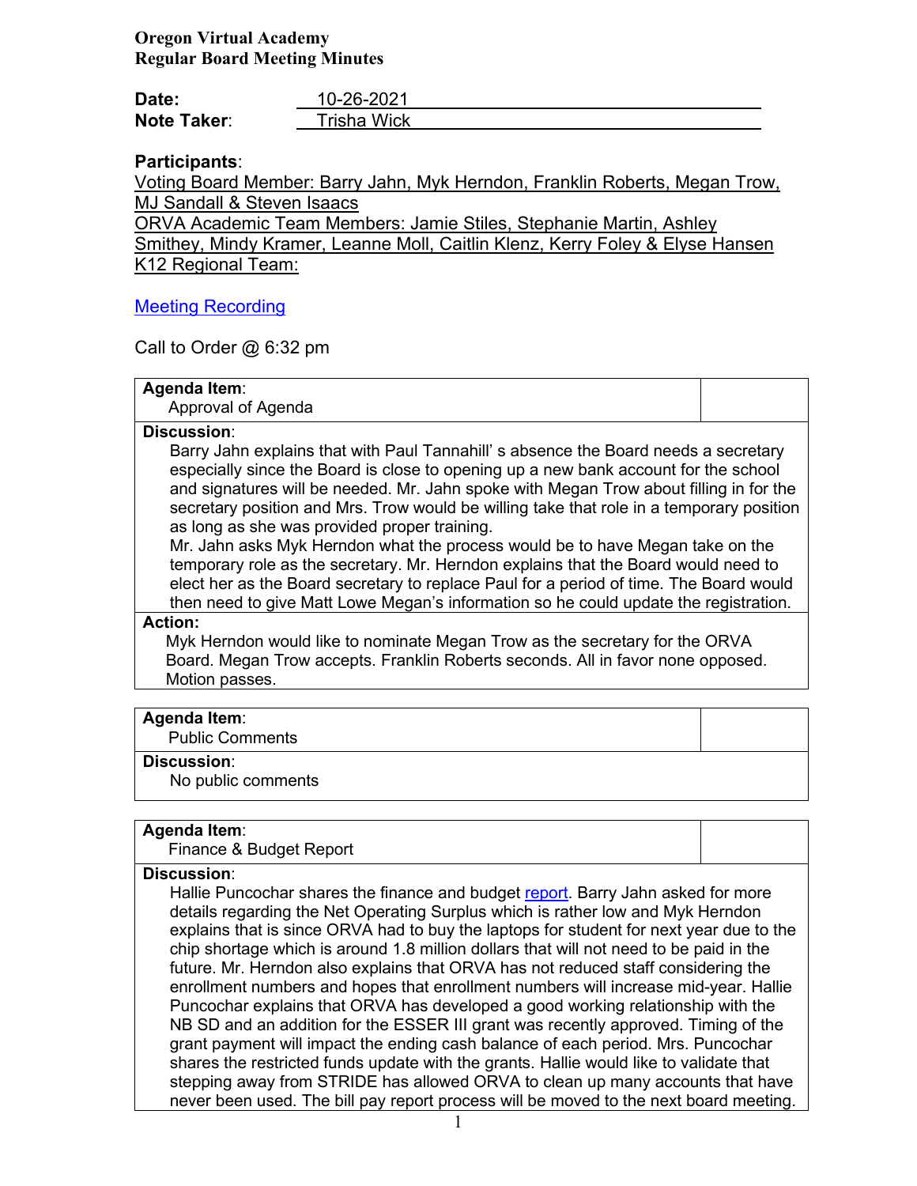**Oregon Virtual Academy**
**Regular Board Meeting Minutes**

**Date:** 10-26-2021
**Note Taker:** Trisha Wick

**Participants**:
Voting Board Member: Barry Jahn, Myk Herndon, Franklin Roberts, Megan Trow, MJ Sandall & Steven Isaacs
ORVA Academic Team Members: Jamie Stiles, Stephanie Martin, Ashley Smithey, Mindy Kramer, Leanne Moll, Caitlin Klenz, Kerry Foley & Elyse Hansen
K12 Regional Team:

[Meeting Recording]

Call to Order @ 6:32 pm

| **Agenda Item**: Approval of Agenda | |
|---|---|
| **Discussion**: Barry Jahn explains that with Paul Tannahill' s absence the Board needs a secretary especially since the Board is close to opening up a new bank account for the school and signatures will be needed. Mr. Jahn spoke with Megan Trow about filling in for the secretary position and Mrs. Trow would be willing take that role in a temporary position as long as she was provided proper training. Mr. Jahn asks Myk Herndon what the process would be to have Megan take on the temporary role as the secretary. Mr. Herndon explains that the Board would need to elect her as the Board secretary to replace Paul for a period of time. The Board would then need to give Matt Lowe Megan's information so he could update the registration. | |
| **Action:** Myk Herndon would like to nominate Megan Trow as the secretary for the ORVA Board. Megan Trow accepts. Franklin Roberts seconds. All in favor none opposed. Motion passes. | |

| **Agenda Item**: Public Comments | |
|---|---|
| **Discussion**: No public comments | |

| **Agenda Item**: Finance & Budget Report | |
|---|---|
| **Discussion**: Hallie Puncochar shares the finance and budget [report]. Barry Jahn asked for more details regarding the Net Operating Surplus which is rather low and Myk Herndon explains that is since ORVA had to buy the laptops for student for next year due to the chip shortage which is around 1.8 million dollars that will not need to be paid in the future. Mr. Herndon also explains that ORVA has not reduced staff considering the enrollment numbers and hopes that enrollment numbers will increase mid-year. Hallie Puncochar explains that ORVA has developed a good working relationship with the NB SD and an addition for the ESSER III grant was recently approved. Timing of the grant payment will impact the ending cash balance of each period. Mrs. Puncochar shares the restricted funds update with the grants. Hallie would like to validate that stepping away from STRIDE has allowed ORVA to clean up many accounts that have never been used. The bill pay report process will be moved to the next board meeting. | |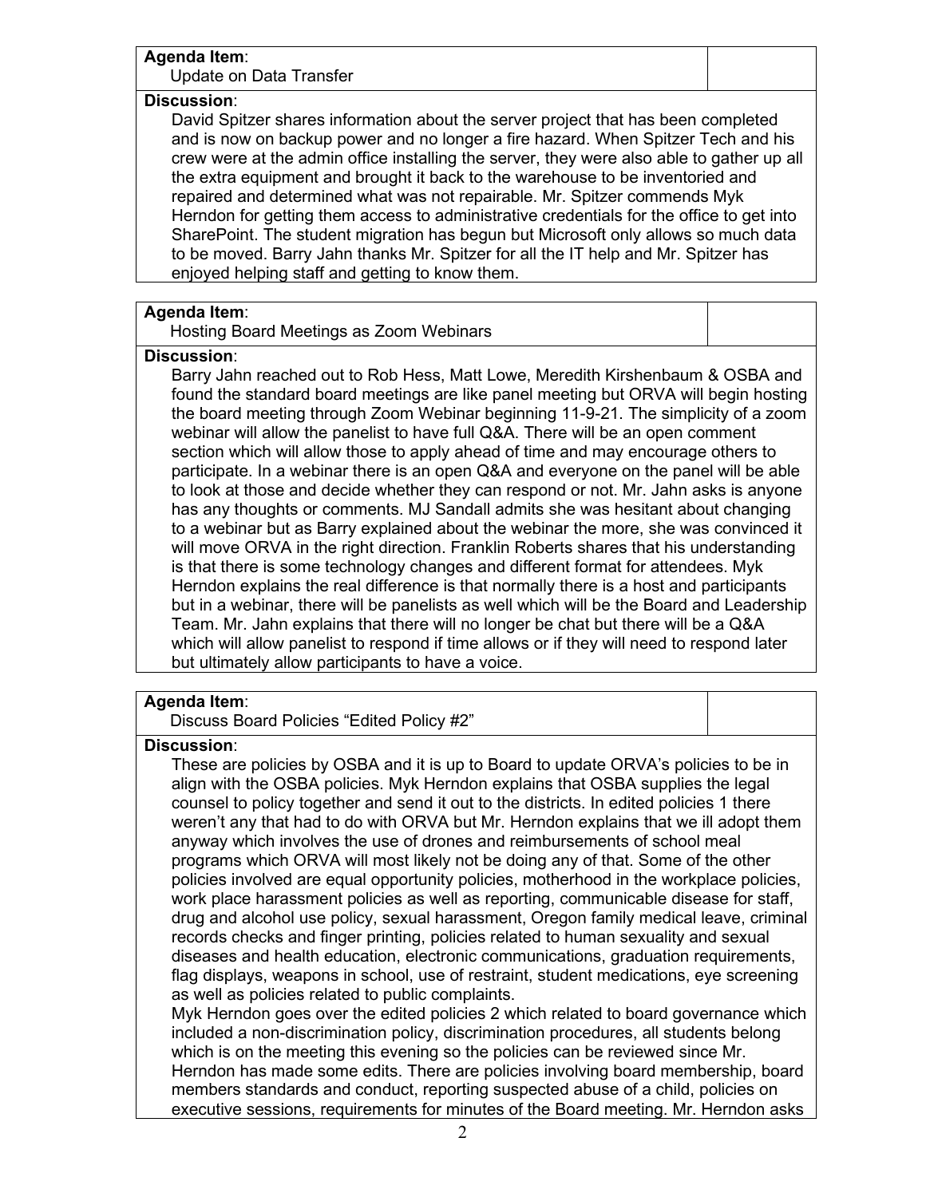**Agenda Item**:
Update on Data Transfer

**Discussion**:
David Spitzer shares information about the server project that has been completed and is now on backup power and no longer a fire hazard. When Spitzer Tech and his crew were at the admin office installing the server, they were also able to gather up all the extra equipment and brought it back to the warehouse to be inventoried and repaired and determined what was not repairable. Mr. Spitzer commends Myk Herndon for getting them access to administrative credentials for the office to get into SharePoint. The student migration has begun but Microsoft only allows so much data to be moved. Barry Jahn thanks Mr. Spitzer for all the IT help and Mr. Spitzer has enjoyed helping staff and getting to know them.

**Agenda Item**:
Hosting Board Meetings as Zoom Webinars

**Discussion**:
Barry Jahn reached out to Rob Hess, Matt Lowe, Meredith Kirshenbaum & OSBA and found the standard board meetings are like panel meeting but ORVA will begin hosting the board meeting through Zoom Webinar beginning 11-9-21. The simplicity of a zoom webinar will allow the panelist to have full Q&A. There will be an open comment section which will allow those to apply ahead of time and may encourage others to participate. In a webinar there is an open Q&A and everyone on the panel will be able to look at those and decide whether they can respond or not. Mr. Jahn asks is anyone has any thoughts or comments. MJ Sandall admits she was hesitant about changing to a webinar but as Barry explained about the webinar the more, she was convinced it will move ORVA in the right direction. Franklin Roberts shares that his understanding is that there is some technology changes and different format for attendees. Myk Herndon explains the real difference is that normally there is a host and participants but in a webinar, there will be panelists as well which will be the Board and Leadership Team. Mr. Jahn explains that there will no longer be chat but there will be a Q&A which will allow panelist to respond if time allows or if they will need to respond later but ultimately allow participants to have a voice.

**Agenda Item**:
Discuss Board Policies "Edited Policy #2"

**Discussion**:
These are policies by OSBA and it is up to Board to update ORVA's policies to be in align with the OSBA policies. Myk Herndon explains that OSBA supplies the legal counsel to policy together and send it out to the districts. In edited policies 1 there weren't any that had to do with ORVA but Mr. Herndon explains that we ill adopt them anyway which involves the use of drones and reimbursements of school meal programs which ORVA will most likely not be doing any of that. Some of the other policies involved are equal opportunity policies, motherhood in the workplace policies, work place harassment policies as well as reporting, communicable disease for staff, drug and alcohol use policy, sexual harassment, Oregon family medical leave, criminal records checks and finger printing, policies related to human sexuality and sexual diseases and health education, electronic communications, graduation requirements, flag displays, weapons in school, use of restraint, student medications, eye screening as well as policies related to public complaints.
Myk Herndon goes over the edited policies 2 which related to board governance which included a non-discrimination policy, discrimination procedures, all students belong which is on the meeting this evening so the policies can be reviewed since Mr. Herndon has made some edits. There are policies involving board membership, board members standards and conduct, reporting suspected abuse of a child, policies on executive sessions, requirements for minutes of the Board meeting. Mr. Herndon asks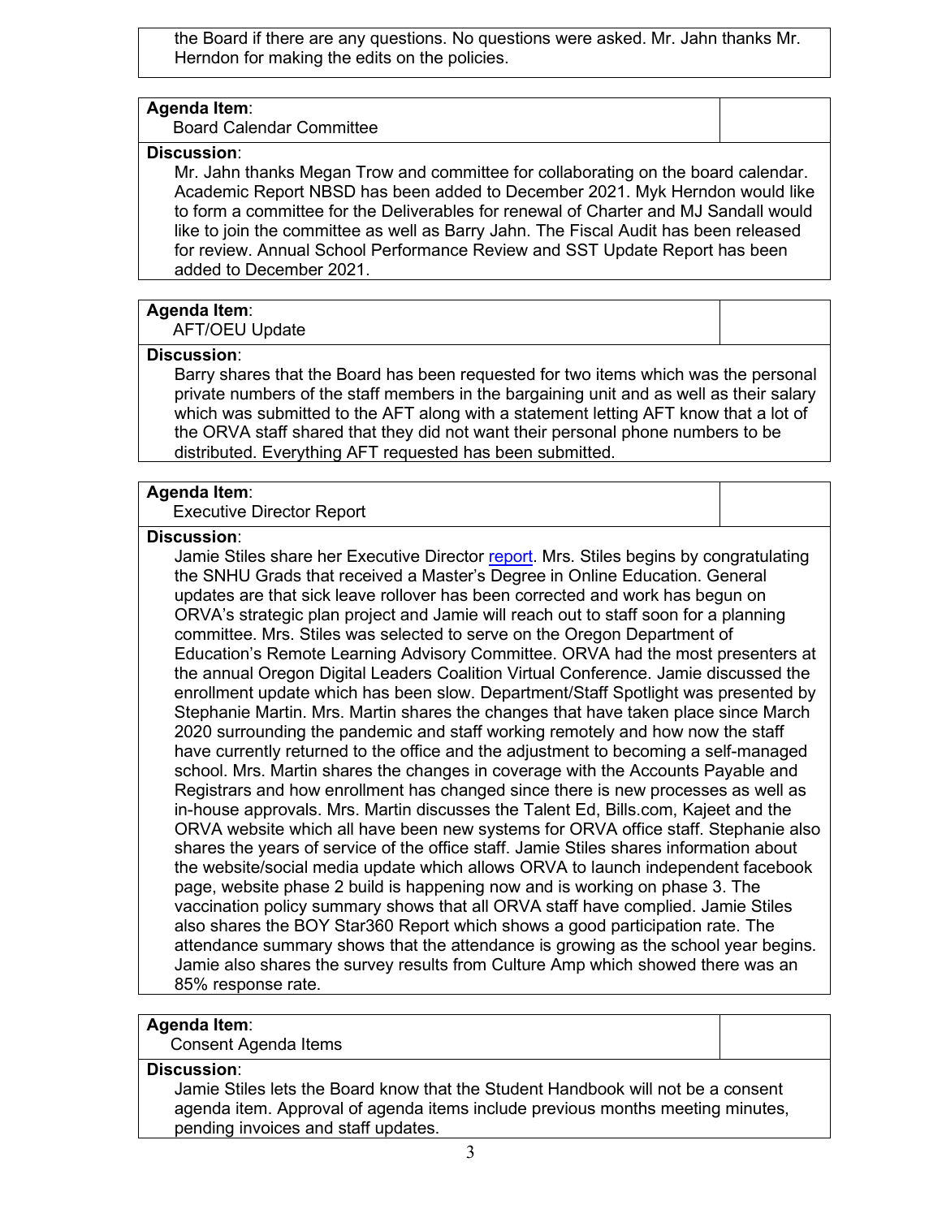the Board if there are any questions. No questions were asked. Mr. Jahn thanks Mr. Herndon for making the edits on the policies.

**Agenda Item**:
Board Calendar Committee

**Discussion**:
Mr. Jahn thanks Megan Trow and committee for collaborating on the board calendar. Academic Report NBSD has been added to December 2021. Myk Herndon would like to form a committee for the Deliverables for renewal of Charter and MJ Sandall would like to join the committee as well as Barry Jahn. The Fiscal Audit has been released for review. Annual School Performance Review and SST Update Report has been added to December 2021.

**Agenda Item**:
AFT/OEU Update

**Discussion**:
Barry shares that the Board has been requested for two items which was the personal private numbers of the staff members in the bargaining unit and as well as their salary which was submitted to the AFT along with a statement letting AFT know that a lot of the ORVA staff shared that they did not want their personal phone numbers to be distributed. Everything AFT requested has been submitted.

**Agenda Item**:
Executive Director Report

**Discussion**:
Jamie Stiles share her Executive Director report. Mrs. Stiles begins by congratulating the SNHU Grads that received a Master's Degree in Online Education. General updates are that sick leave rollover has been corrected and work has begun on ORVA's strategic plan project and Jamie will reach out to staff soon for a planning committee. Mrs. Stiles was selected to serve on the Oregon Department of Education's Remote Learning Advisory Committee. ORVA had the most presenters at the annual Oregon Digital Leaders Coalition Virtual Conference. Jamie discussed the enrollment update which has been slow. Department/Staff Spotlight was presented by Stephanie Martin. Mrs. Martin shares the changes that have taken place since March 2020 surrounding the pandemic and staff working remotely and how now the staff have currently returned to the office and the adjustment to becoming a self-managed school. Mrs. Martin shares the changes in coverage with the Accounts Payable and Registrars and how enrollment has changed since there is new processes as well as in-house approvals. Mrs. Martin discusses the Talent Ed, Bills.com, Kajeet and the ORVA website which all have been new systems for ORVA office staff. Stephanie also shares the years of service of the office staff. Jamie Stiles shares information about the website/social media update which allows ORVA to launch independent facebook page, website phase 2 build is happening now and is working on phase 3. The vaccination policy summary shows that all ORVA staff have complied. Jamie Stiles also shares the BOY Star360 Report which shows a good participation rate. The attendance summary shows that the attendance is growing as the school year begins. Jamie also shares the survey results from Culture Amp which showed there was an 85% response rate.

**Agenda Item**:
Consent Agenda Items

**Discussion**:
Jamie Stiles lets the Board know that the Student Handbook will not be a consent agenda item. Approval of agenda items include previous months meeting minutes, pending invoices and staff updates.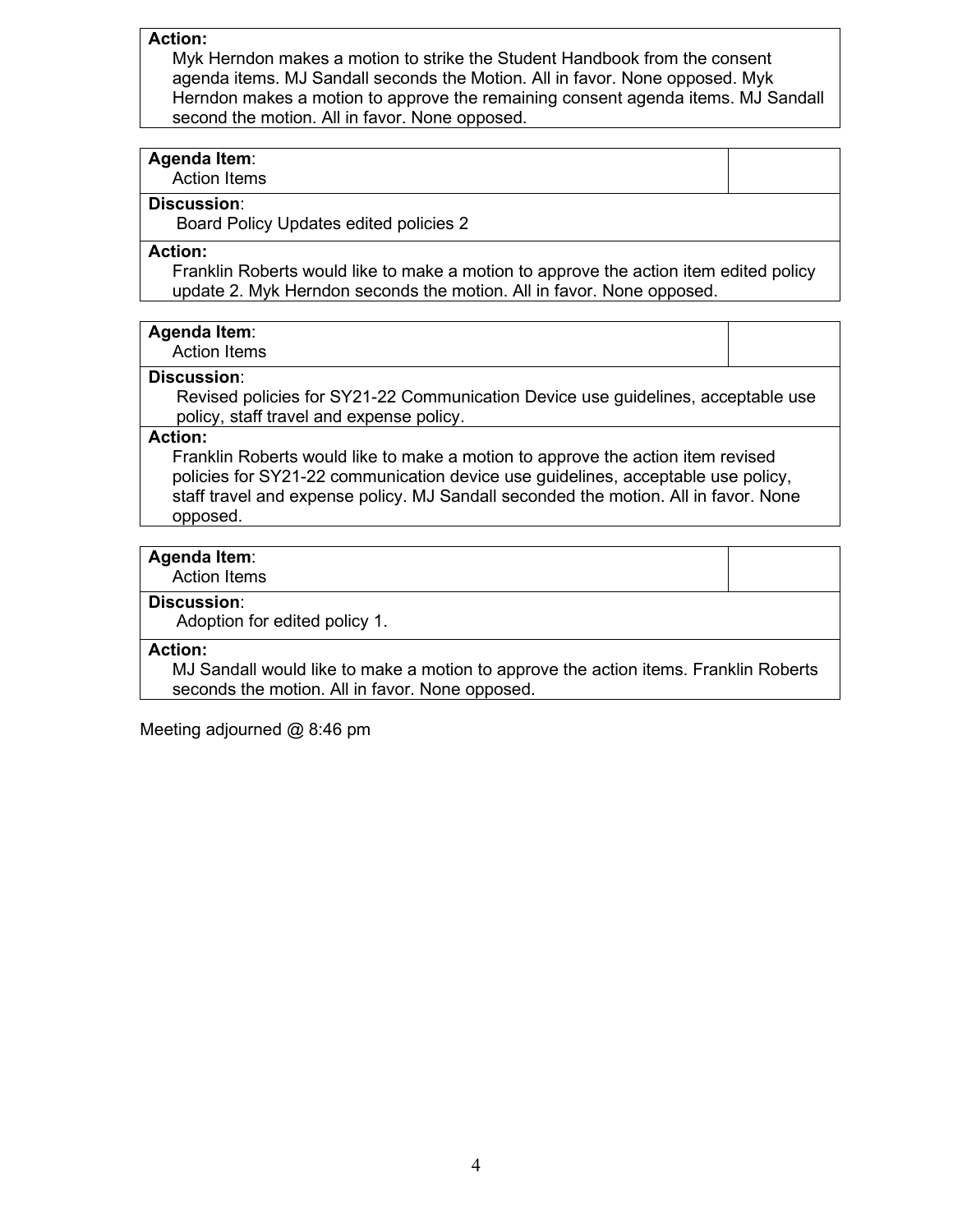**Action:**
Myk Herndon makes a motion to strike the Student Handbook from the consent agenda items. MJ Sandall seconds the Motion. All in favor. None opposed. Myk Herndon makes a motion to approve the remaining consent agenda items. MJ Sandall second the motion. All in favor. None opposed.

**Agenda Item**:
Action Items

**Discussion**:
Board Policy Updates edited policies 2

**Action:**
Franklin Roberts would like to make a motion to approve the action item edited policy update 2. Myk Herndon seconds the motion. All in favor. None opposed.

**Agenda Item**:
Action Items

**Discussion**:
Revised policies for SY21-22 Communication Device use guidelines, acceptable use policy, staff travel and expense policy.

**Action:**
Franklin Roberts would like to make a motion to approve the action item revised policies for SY21-22 communication device use guidelines, acceptable use policy, staff travel and expense policy. MJ Sandall seconded the motion. All in favor. None opposed.

**Agenda Item**:
Action Items

**Discussion**:
Adoption for edited policy 1.

**Action:**
MJ Sandall would like to make a motion to approve the action items. Franklin Roberts seconds the motion. All in favor. None opposed.

Meeting adjourned @ 8:46 pm